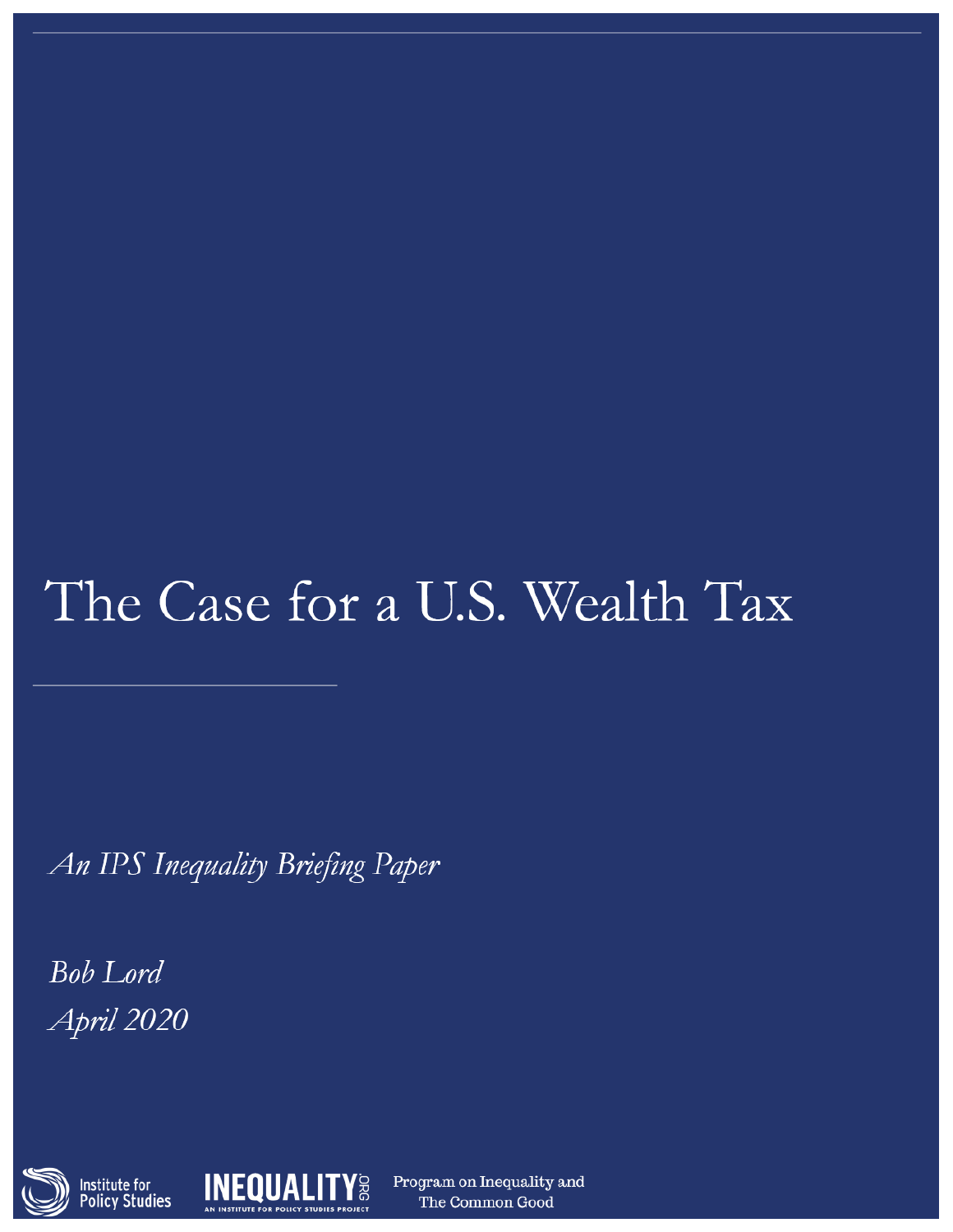# The Case for a U.S. Wealth Tax

*An IPS Inequality Briefing Paper*

*Bob Lord*

*April 2020*

Institute for Policy Studies

INEQUALITY.ORG — AN INSTITUTE FOR POLICY STUDIES PROJECT

Program on Inequality and The Common Good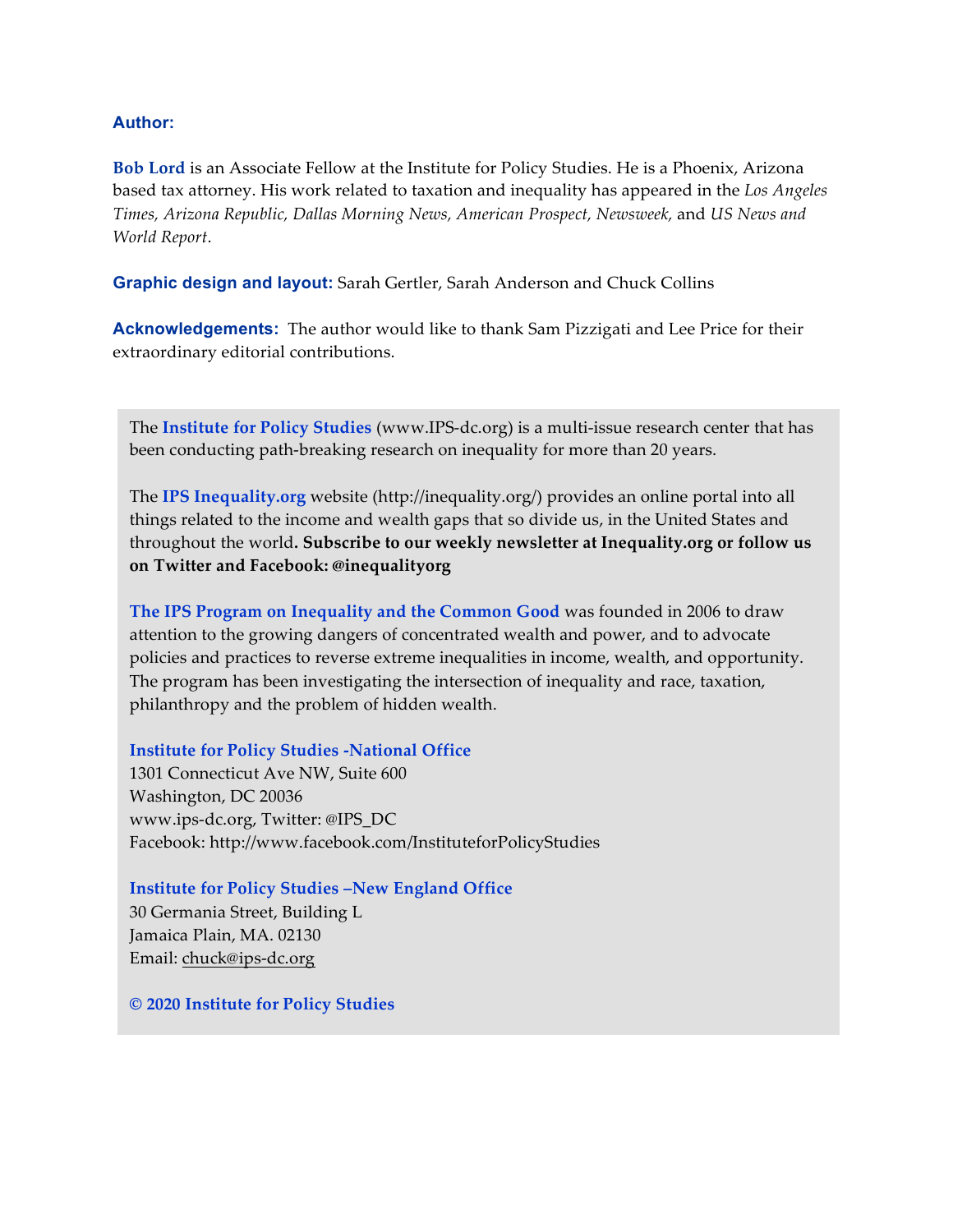**Author:**

**Bob Lord** is an Associate Fellow at the Institute for Policy Studies. He is a Phoenix, Arizona based tax attorney. His work related to taxation and inequality has appeared in the *Los Angeles Times, Arizona Republic, Dallas Morning News, American Prospect, Newsweek,* and *US News and World Report*.

**Graphic design and layout:** Sarah Gertler, Sarah Anderson and Chuck Collins

**Acknowledgements:** The author would like to thank Sam Pizzigati and Lee Price for their extraordinary editorial contributions.

The **Institute for Policy Studies** (www.IPS-dc.org) is a multi-issue research center that has been conducting path-breaking research on inequality for more than 20 years.

The **IPS Inequality.org** website (http://inequality.org/) provides an online portal into all things related to the income and wealth gaps that so divide us, in the United States and throughout the world**. Subscribe to our weekly newsletter at Inequality.org or follow us on Twitter and Facebook: @inequalityorg**

**The IPS Program on Inequality and the Common Good** was founded in 2006 to draw attention to the growing dangers of concentrated wealth and power, and to advocate policies and practices to reverse extreme inequalities in income, wealth, and opportunity. The program has been investigating the intersection of inequality and race, taxation, philanthropy and the problem of hidden wealth.

**Institute for Policy Studies -National Office**
1301 Connecticut Ave NW, Suite 600
Washington, DC 20036
www.ips-dc.org, Twitter: @IPS_DC
Facebook: http://www.facebook.com/InstituteforPolicyStudies

**Institute for Policy Studies –New England Office**
30 Germania Street, Building L
Jamaica Plain, MA. 02130
Email: chuck@ips-dc.org

**© 2020 Institute for Policy Studies**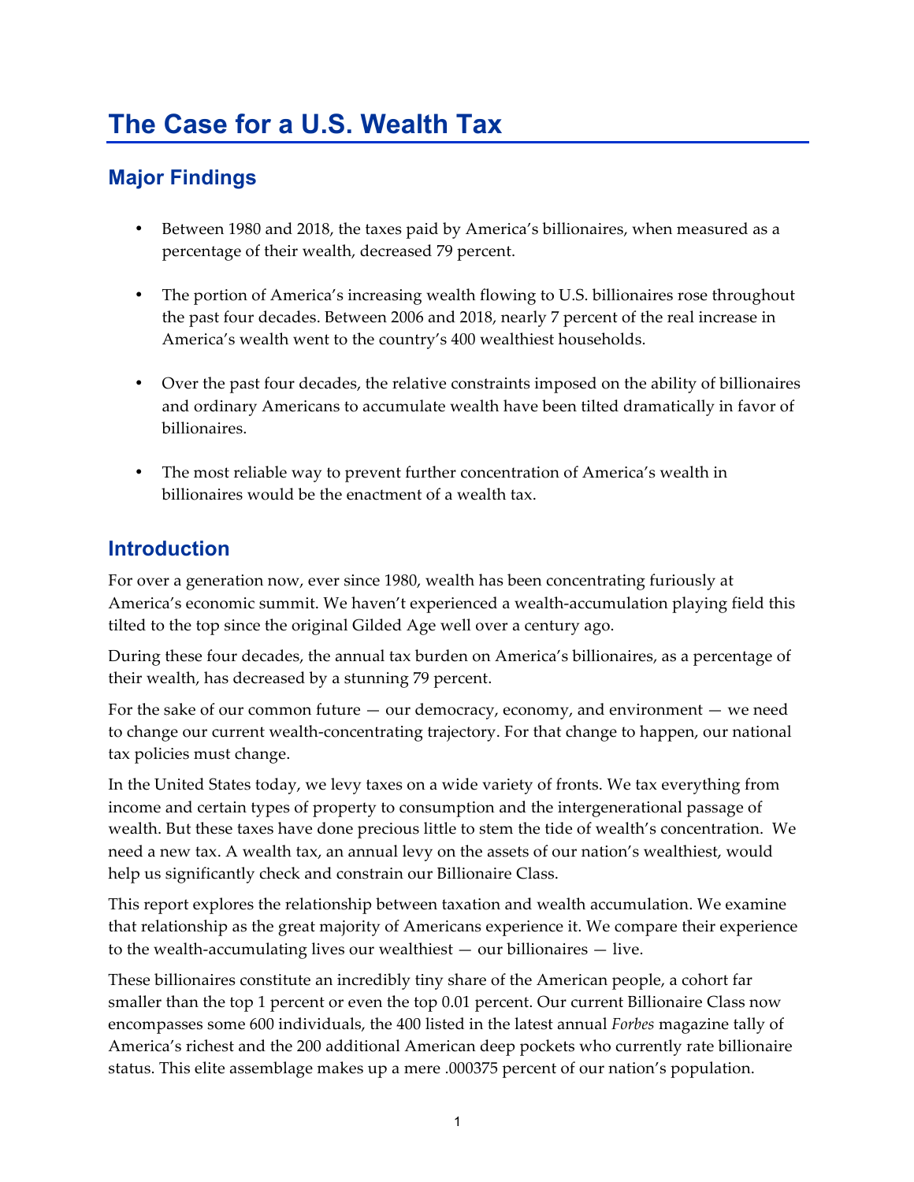# The Case for a U.S. Wealth Tax

## Major Findings

- Between 1980 and 2018, the taxes paid by America's billionaires, when measured as a percentage of their wealth, decreased 79 percent.
- The portion of America's increasing wealth flowing to U.S. billionaires rose throughout the past four decades. Between 2006 and 2018, nearly 7 percent of the real increase in America's wealth went to the country's 400 wealthiest households.
- Over the past four decades, the relative constraints imposed on the ability of billionaires and ordinary Americans to accumulate wealth have been tilted dramatically in favor of billionaires.
- The most reliable way to prevent further concentration of America's wealth in billionaires would be the enactment of a wealth tax.

## Introduction

For over a generation now, ever since 1980, wealth has been concentrating furiously at America's economic summit. We haven't experienced a wealth-accumulation playing field this tilted to the top since the original Gilded Age well over a century ago.

During these four decades, the annual tax burden on America's billionaires, as a percentage of their wealth, has decreased by a stunning 79 percent.

For the sake of our common future — our democracy, economy, and environment — we need to change our current wealth-concentrating trajectory. For that change to happen, our national tax policies must change.

In the United States today, we levy taxes on a wide variety of fronts. We tax everything from income and certain types of property to consumption and the intergenerational passage of wealth. But these taxes have done precious little to stem the tide of wealth's concentration. We need a new tax. A wealth tax, an annual levy on the assets of our nation's wealthiest, would help us significantly check and constrain our Billionaire Class.

This report explores the relationship between taxation and wealth accumulation. We examine that relationship as the great majority of Americans experience it. We compare their experience to the wealth-accumulating lives our wealthiest — our billionaires — live.

These billionaires constitute an incredibly tiny share of the American people, a cohort far smaller than the top 1 percent or even the top 0.01 percent. Our current Billionaire Class now encompasses some 600 individuals, the 400 listed in the latest annual *Forbes* magazine tally of America's richest and the 200 additional American deep pockets who currently rate billionaire status. This elite assemblage makes up a mere .000375 percent of our nation's population.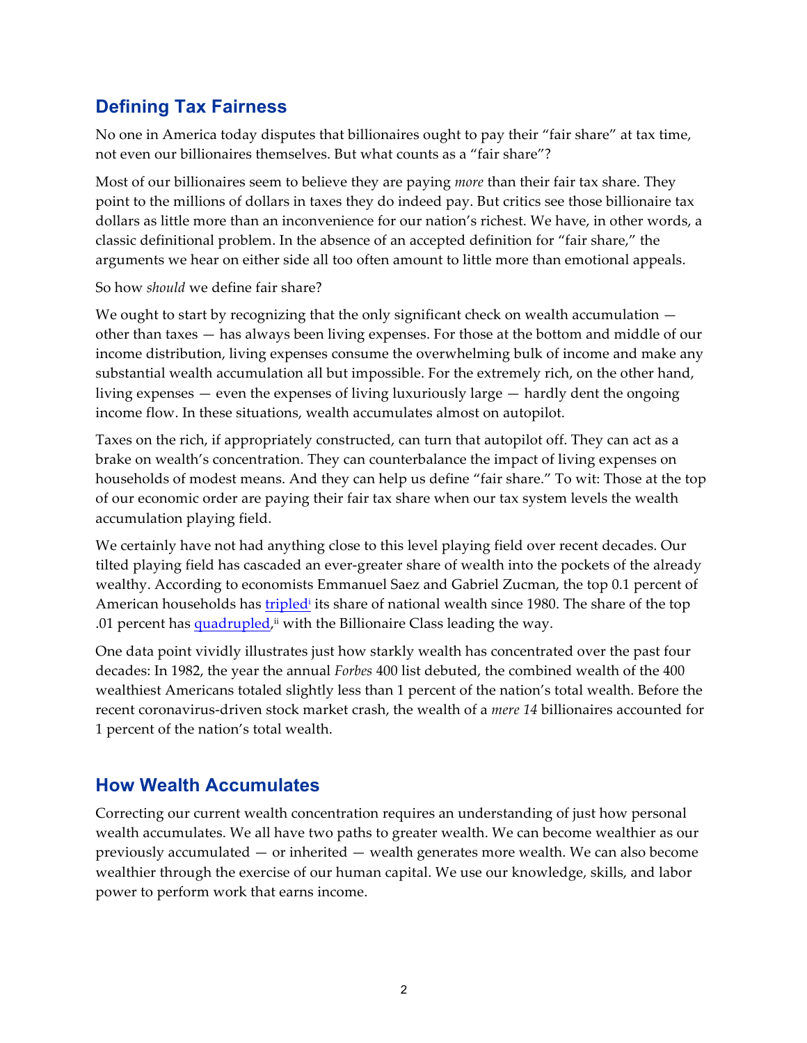## Defining Tax Fairness

No one in America today disputes that billionaires ought to pay their "fair share" at tax time, not even our billionaires themselves. But what counts as a "fair share"?

Most of our billionaires seem to believe they are paying *more* than their fair tax share. They point to the millions of dollars in taxes they do indeed pay. But critics see those billionaire tax dollars as little more than an inconvenience for our nation's richest. We have, in other words, a classic definitional problem. In the absence of an accepted definition for "fair share," the arguments we hear on either side all too often amount to little more than emotional appeals.

So how *should* we define fair share?

We ought to start by recognizing that the only significant check on wealth accumulation — other than taxes — has always been living expenses. For those at the bottom and middle of our income distribution, living expenses consume the overwhelming bulk of income and make any substantial wealth accumulation all but impossible. For the extremely rich, on the other hand, living expenses — even the expenses of living luxuriously large — hardly dent the ongoing income flow. In these situations, wealth accumulates almost on autopilot.

Taxes on the rich, if appropriately constructed, can turn that autopilot off. They can act as a brake on wealth's concentration. They can counterbalance the impact of living expenses on households of modest means. And they can help us define "fair share." To wit: Those at the top of our economic order are paying their fair tax share when our tax system levels the wealth accumulation playing field.

We certainly have not had anything close to this level playing field over recent decades. Our tilted playing field has cascaded an ever-greater share of wealth into the pockets of the already wealthy. According to economists Emmanuel Saez and Gabriel Zucman, the top 0.1 percent of American households has tripled[i] its share of national wealth since 1980. The share of the top .01 percent has quadrupled,[ii] with the Billionaire Class leading the way.

One data point vividly illustrates just how starkly wealth has concentrated over the past four decades: In 1982, the year the annual *Forbes* 400 list debuted, the combined wealth of the 400 wealthiest Americans totaled slightly less than 1 percent of the nation's total wealth. Before the recent coronavirus-driven stock market crash, the wealth of a *mere 14* billionaires accounted for 1 percent of the nation's total wealth.

## How Wealth Accumulates

Correcting our current wealth concentration requires an understanding of just how personal wealth accumulates. We all have two paths to greater wealth. We can become wealthier as our previously accumulated — or inherited — wealth generates more wealth. We can also become wealthier through the exercise of our human capital. We use our knowledge, skills, and labor power to perform work that earns income.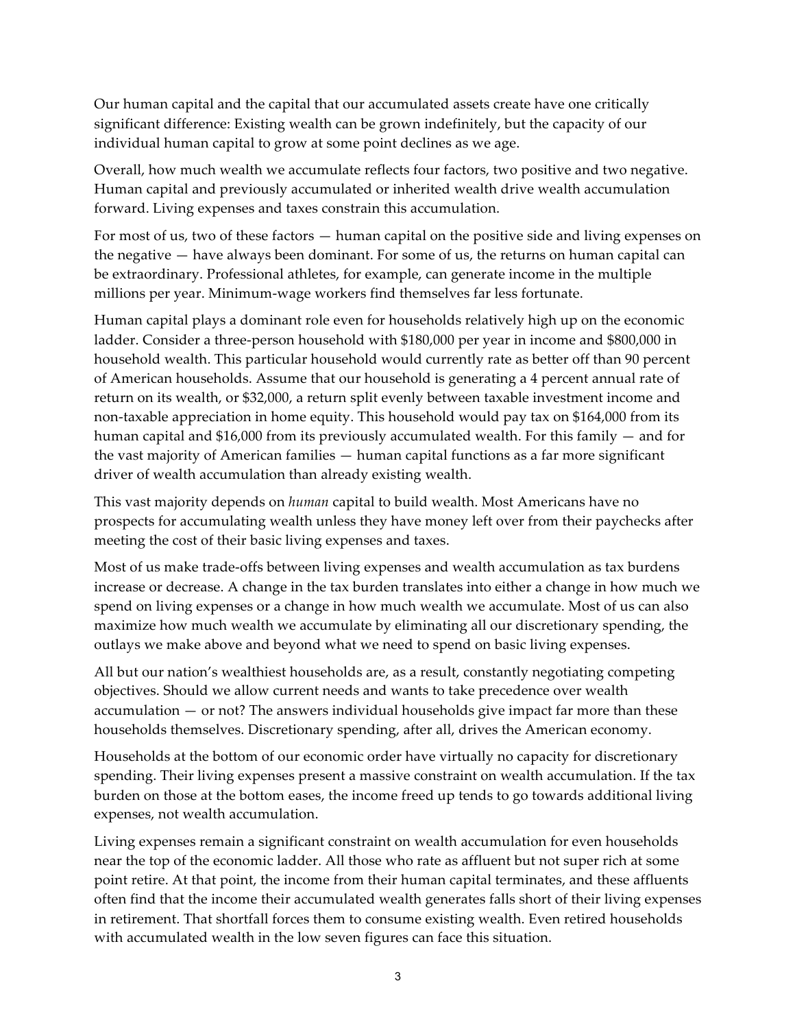Our human capital and the capital that our accumulated assets create have one critically significant difference: Existing wealth can be grown indefinitely, but the capacity of our individual human capital to grow at some point declines as we age.

Overall, how much wealth we accumulate reflects four factors, two positive and two negative. Human capital and previously accumulated or inherited wealth drive wealth accumulation forward. Living expenses and taxes constrain this accumulation.

For most of us, two of these factors — human capital on the positive side and living expenses on the negative — have always been dominant. For some of us, the returns on human capital can be extraordinary. Professional athletes, for example, can generate income in the multiple millions per year. Minimum-wage workers find themselves far less fortunate.

Human capital plays a dominant role even for households relatively high up on the economic ladder. Consider a three-person household with $180,000 per year in income and $800,000 in household wealth. This particular household would currently rate as better off than 90 percent of American households. Assume that our household is generating a 4 percent annual rate of return on its wealth, or $32,000, a return split evenly between taxable investment income and non-taxable appreciation in home equity. This household would pay tax on $164,000 from its human capital and $16,000 from its previously accumulated wealth. For this family — and for the vast majority of American families — human capital functions as a far more significant driver of wealth accumulation than already existing wealth.

This vast majority depends on *human* capital to build wealth. Most Americans have no prospects for accumulating wealth unless they have money left over from their paychecks after meeting the cost of their basic living expenses and taxes.

Most of us make trade-offs between living expenses and wealth accumulation as tax burdens increase or decrease. A change in the tax burden translates into either a change in how much we spend on living expenses or a change in how much wealth we accumulate. Most of us can also maximize how much wealth we accumulate by eliminating all our discretionary spending, the outlays we make above and beyond what we need to spend on basic living expenses.

All but our nation's wealthiest households are, as a result, constantly negotiating competing objectives. Should we allow current needs and wants to take precedence over wealth accumulation — or not? The answers individual households give impact far more than these households themselves. Discretionary spending, after all, drives the American economy.

Households at the bottom of our economic order have virtually no capacity for discretionary spending. Their living expenses present a massive constraint on wealth accumulation. If the tax burden on those at the bottom eases, the income freed up tends to go towards additional living expenses, not wealth accumulation.

Living expenses remain a significant constraint on wealth accumulation for even households near the top of the economic ladder. All those who rate as affluent but not super rich at some point retire. At that point, the income from their human capital terminates, and these affluents often find that the income their accumulated wealth generates falls short of their living expenses in retirement. That shortfall forces them to consume existing wealth. Even retired households with accumulated wealth in the low seven figures can face this situation.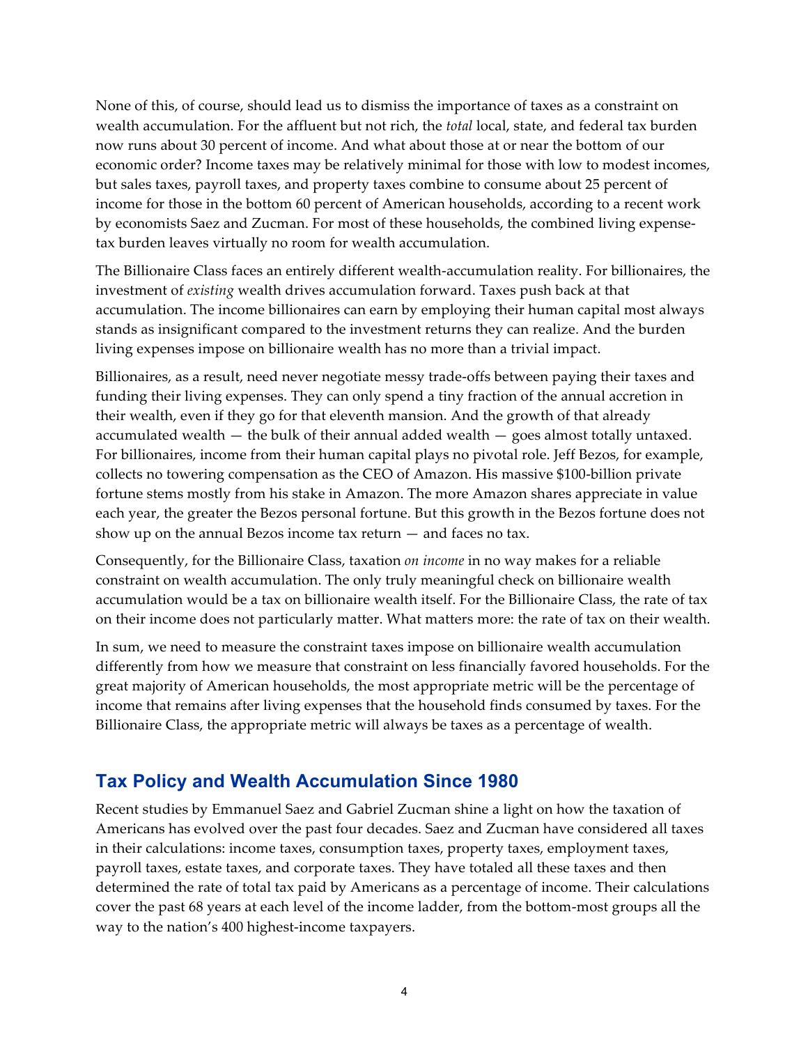None of this, of course, should lead us to dismiss the importance of taxes as a constraint on wealth accumulation. For the affluent but not rich, the *total* local, state, and federal tax burden now runs about 30 percent of income. And what about those at or near the bottom of our economic order? Income taxes may be relatively minimal for those with low to modest incomes, but sales taxes, payroll taxes, and property taxes combine to consume about 25 percent of income for those in the bottom 60 percent of American households, according to a recent work by economists Saez and Zucman. For most of these households, the combined living expense-tax burden leaves virtually no room for wealth accumulation.

The Billionaire Class faces an entirely different wealth-accumulation reality. For billionaires, the investment of *existing* wealth drives accumulation forward. Taxes push back at that accumulation. The income billionaires can earn by employing their human capital most always stands as insignificant compared to the investment returns they can realize. And the burden living expenses impose on billionaire wealth has no more than a trivial impact.

Billionaires, as a result, need never negotiate messy trade-offs between paying their taxes and funding their living expenses. They can only spend a tiny fraction of the annual accretion in their wealth, even if they go for that eleventh mansion. And the growth of that already accumulated wealth — the bulk of their annual added wealth — goes almost totally untaxed. For billionaires, income from their human capital plays no pivotal role. Jeff Bezos, for example, collects no towering compensation as the CEO of Amazon. His massive $100-billion private fortune stems mostly from his stake in Amazon. The more Amazon shares appreciate in value each year, the greater the Bezos personal fortune. But this growth in the Bezos fortune does not show up on the annual Bezos income tax return — and faces no tax.

Consequently, for the Billionaire Class, taxation *on income* in no way makes for a reliable constraint on wealth accumulation. The only truly meaningful check on billionaire wealth accumulation would be a tax on billionaire wealth itself. For the Billionaire Class, the rate of tax on their income does not particularly matter. What matters more: the rate of tax on their wealth.

In sum, we need to measure the constraint taxes impose on billionaire wealth accumulation differently from how we measure that constraint on less financially favored households. For the great majority of American households, the most appropriate metric will be the percentage of income that remains after living expenses that the household finds consumed by taxes. For the Billionaire Class, the appropriate metric will always be taxes as a percentage of wealth.

## Tax Policy and Wealth Accumulation Since 1980

Recent studies by Emmanuel Saez and Gabriel Zucman shine a light on how the taxation of Americans has evolved over the past four decades. Saez and Zucman have considered all taxes in their calculations: income taxes, consumption taxes, property taxes, employment taxes, payroll taxes, estate taxes, and corporate taxes. They have totaled all these taxes and then determined the rate of total tax paid by Americans as a percentage of income. Their calculations cover the past 68 years at each level of the income ladder, from the bottom-most groups all the way to the nation's 400 highest-income taxpayers.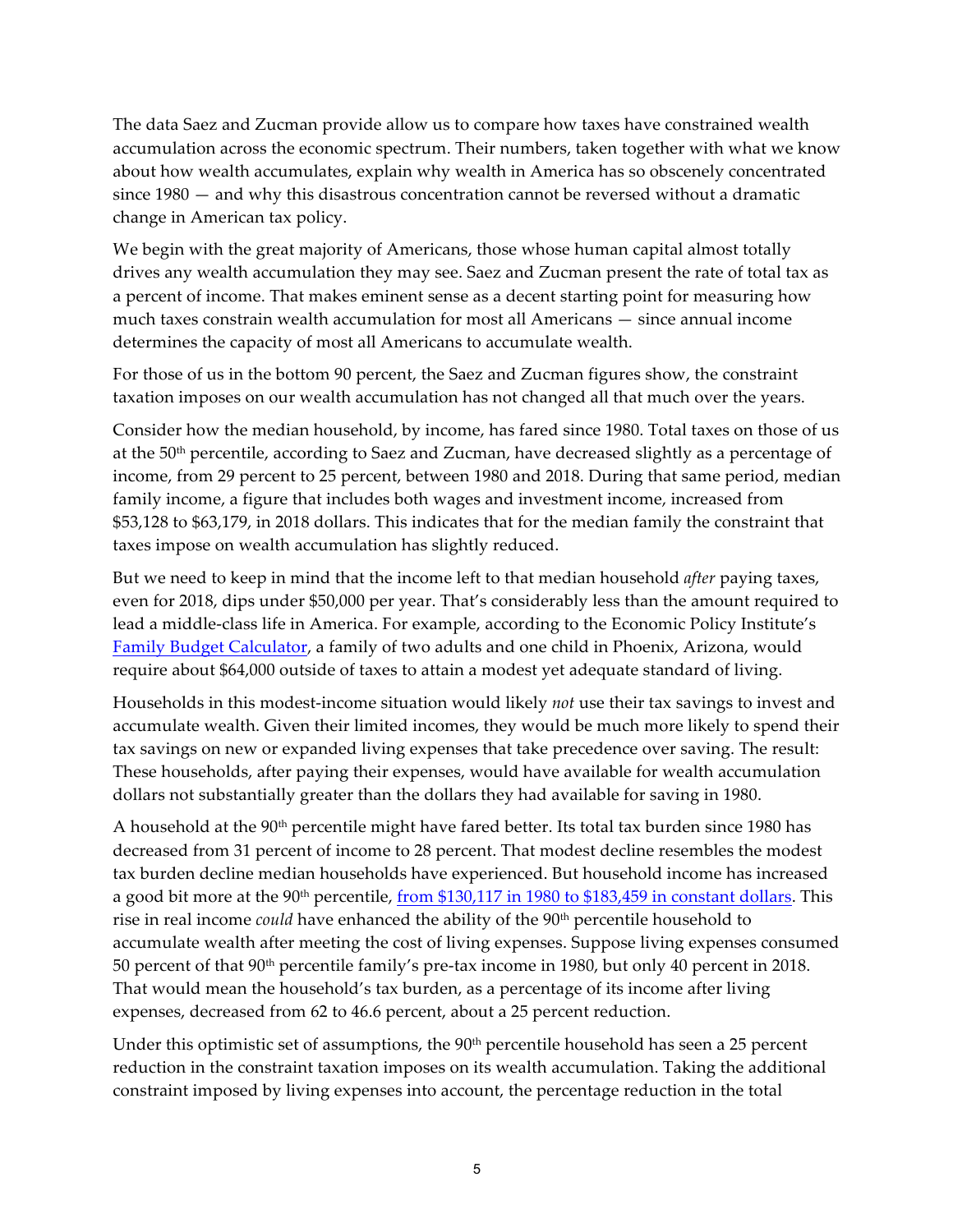The data Saez and Zucman provide allow us to compare how taxes have constrained wealth accumulation across the economic spectrum. Their numbers, taken together with what we know about how wealth accumulates, explain why wealth in America has so obscenely concentrated since 1980 — and why this disastrous concentration cannot be reversed without a dramatic change in American tax policy.

We begin with the great majority of Americans, those whose human capital almost totally drives any wealth accumulation they may see. Saez and Zucman present the rate of total tax as a percent of income. That makes eminent sense as a decent starting point for measuring how much taxes constrain wealth accumulation for most all Americans — since annual income determines the capacity of most all Americans to accumulate wealth.

For those of us in the bottom 90 percent, the Saez and Zucman figures show, the constraint taxation imposes on our wealth accumulation has not changed all that much over the years.

Consider how the median household, by income, has fared since 1980. Total taxes on those of us at the 50th percentile, according to Saez and Zucman, have decreased slightly as a percentage of income, from 29 percent to 25 percent, between 1980 and 2018. During that same period, median family income, a figure that includes both wages and investment income, increased from $53,128 to $63,179, in 2018 dollars. This indicates that for the median family the constraint that taxes impose on wealth accumulation has slightly reduced.

But we need to keep in mind that the income left to that median household *after* paying taxes, even for 2018, dips under $50,000 per year. That's considerably less than the amount required to lead a middle-class life in America. For example, according to the Economic Policy Institute's [Family Budget Calculator](), a family of two adults and one child in Phoenix, Arizona, would require about $64,000 outside of taxes to attain a modest yet adequate standard of living.

Households in this modest-income situation would likely *not* use their tax savings to invest and accumulate wealth. Given their limited incomes, they would be much more likely to spend their tax savings on new or expanded living expenses that take precedence over saving. The result: These households, after paying their expenses, would have available for wealth accumulation dollars not substantially greater than the dollars they had available for saving in 1980.

A household at the 90th percentile might have fared better. Its total tax burden since 1980 has decreased from 31 percent of income to 28 percent. That modest decline resembles the modest tax burden decline median households have experienced. But household income has increased a good bit more at the 90th percentile, [from $130,117 in 1980 to $183,459 in constant dollars](). This rise in real income *could* have enhanced the ability of the 90th percentile household to accumulate wealth after meeting the cost of living expenses. Suppose living expenses consumed 50 percent of that 90th percentile family's pre-tax income in 1980, but only 40 percent in 2018. That would mean the household's tax burden, as a percentage of its income after living expenses, decreased from 62 to 46.6 percent, about a 25 percent reduction.

Under this optimistic set of assumptions, the 90th percentile household has seen a 25 percent reduction in the constraint taxation imposes on its wealth accumulation. Taking the additional constraint imposed by living expenses into account, the percentage reduction in the total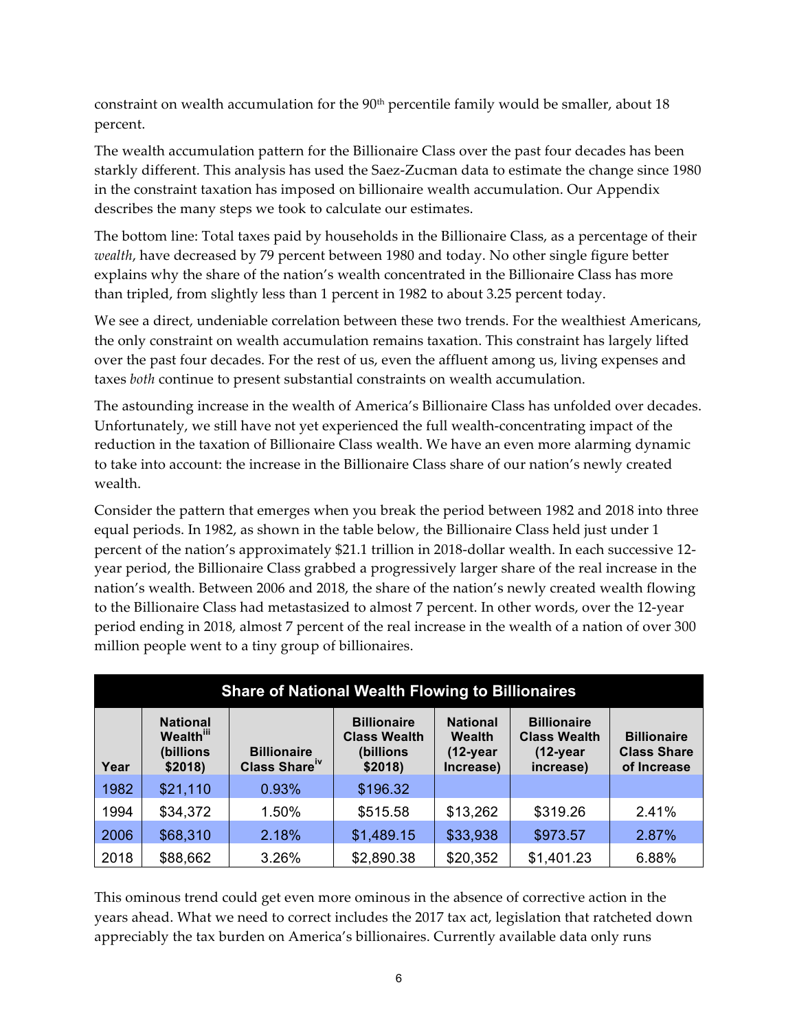constraint on wealth accumulation for the 90th percentile family would be smaller, about 18 percent.

The wealth accumulation pattern for the Billionaire Class over the past four decades has been starkly different. This analysis has used the Saez-Zucman data to estimate the change since 1980 in the constraint taxation has imposed on billionaire wealth accumulation. Our Appendix describes the many steps we took to calculate our estimates.

The bottom line: Total taxes paid by households in the Billionaire Class, as a percentage of their *wealth*, have decreased by 79 percent between 1980 and today. No other single figure better explains why the share of the nation's wealth concentrated in the Billionaire Class has more than tripled, from slightly less than 1 percent in 1982 to about 3.25 percent today.

We see a direct, undeniable correlation between these two trends. For the wealthiest Americans, the only constraint on wealth accumulation remains taxation. This constraint has largely lifted over the past four decades. For the rest of us, even the affluent among us, living expenses and taxes *both* continue to present substantial constraints on wealth accumulation.

The astounding increase in the wealth of America's Billionaire Class has unfolded over decades. Unfortunately, we still have not yet experienced the full wealth-concentrating impact of the reduction in the taxation of Billionaire Class wealth. We have an even more alarming dynamic to take into account: the increase in the Billionaire Class share of our nation's newly created wealth.

Consider the pattern that emerges when you break the period between 1982 and 2018 into three equal periods. In 1982, as shown in the table below, the Billionaire Class held just under 1 percent of the nation's approximately $21.1 trillion in 2018-dollar wealth. In each successive 12-year period, the Billionaire Class grabbed a progressively larger share of the real increase in the nation's wealth. Between 2006 and 2018, the share of the nation's newly created wealth flowing to the Billionaire Class had metastasized to almost 7 percent. In other words, over the 12-year period ending in 2018, almost 7 percent of the real increase in the wealth of a nation of over 300 million people went to a tiny group of billionaires.

**Share of National Wealth Flowing to Billionaires**

| Year | National Wealth[iii] (billions $2018) | Billionaire Class Share[iv] | Billionaire Class Wealth (billions $2018) | National Wealth (12-year Increase) | Billionaire Class Wealth (12-year increase) | Billionaire Class Share of Increase |
|---|---|---|---|---|---|---|
| 1982 | $21,110 | 0.93% | $196.32 | | | |
| 1994 | $34,372 | 1.50% | $515.58 | $13,262 | $319.26 | 2.41% |
| 2006 | $68,310 | 2.18% | $1,489.15 | $33,938 | $973.57 | 2.87% |
| 2018 | $88,662 | 3.26% | $2,890.38 | $20,352 | $1,401.23 | 6.88% |

This ominous trend could get even more ominous in the absence of corrective action in the years ahead. What we need to correct includes the 2017 tax act, legislation that ratcheted down appreciably the tax burden on America's billionaires. Currently available data only runs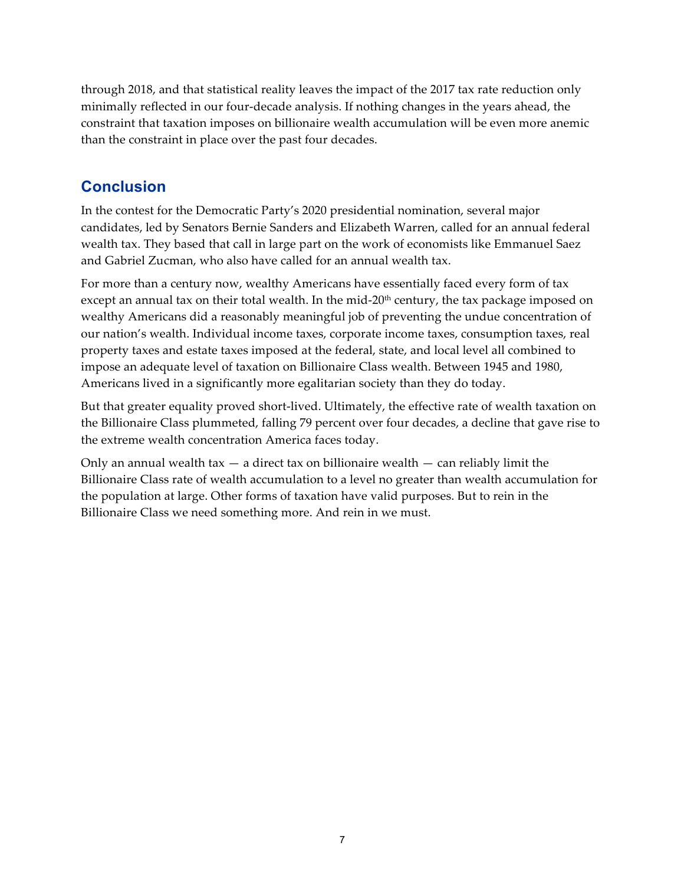through 2018, and that statistical reality leaves the impact of the 2017 tax rate reduction only minimally reflected in our four-decade analysis. If nothing changes in the years ahead, the constraint that taxation imposes on billionaire wealth accumulation will be even more anemic than the constraint in place over the past four decades.

## Conclusion

In the contest for the Democratic Party's 2020 presidential nomination, several major candidates, led by Senators Bernie Sanders and Elizabeth Warren, called for an annual federal wealth tax. They based that call in large part on the work of economists like Emmanuel Saez and Gabriel Zucman, who also have called for an annual wealth tax.

For more than a century now, wealthy Americans have essentially faced every form of tax except an annual tax on their total wealth. In the mid-20th century, the tax package imposed on wealthy Americans did a reasonably meaningful job of preventing the undue concentration of our nation's wealth. Individual income taxes, corporate income taxes, consumption taxes, real property taxes and estate taxes imposed at the federal, state, and local level all combined to impose an adequate level of taxation on Billionaire Class wealth. Between 1945 and 1980, Americans lived in a significantly more egalitarian society than they do today.

But that greater equality proved short-lived. Ultimately, the effective rate of wealth taxation on the Billionaire Class plummeted, falling 79 percent over four decades, a decline that gave rise to the extreme wealth concentration America faces today.

Only an annual wealth tax — a direct tax on billionaire wealth — can reliably limit the Billionaire Class rate of wealth accumulation to a level no greater than wealth accumulation for the population at large. Other forms of taxation have valid purposes. But to rein in the Billionaire Class we need something more. And rein in we must.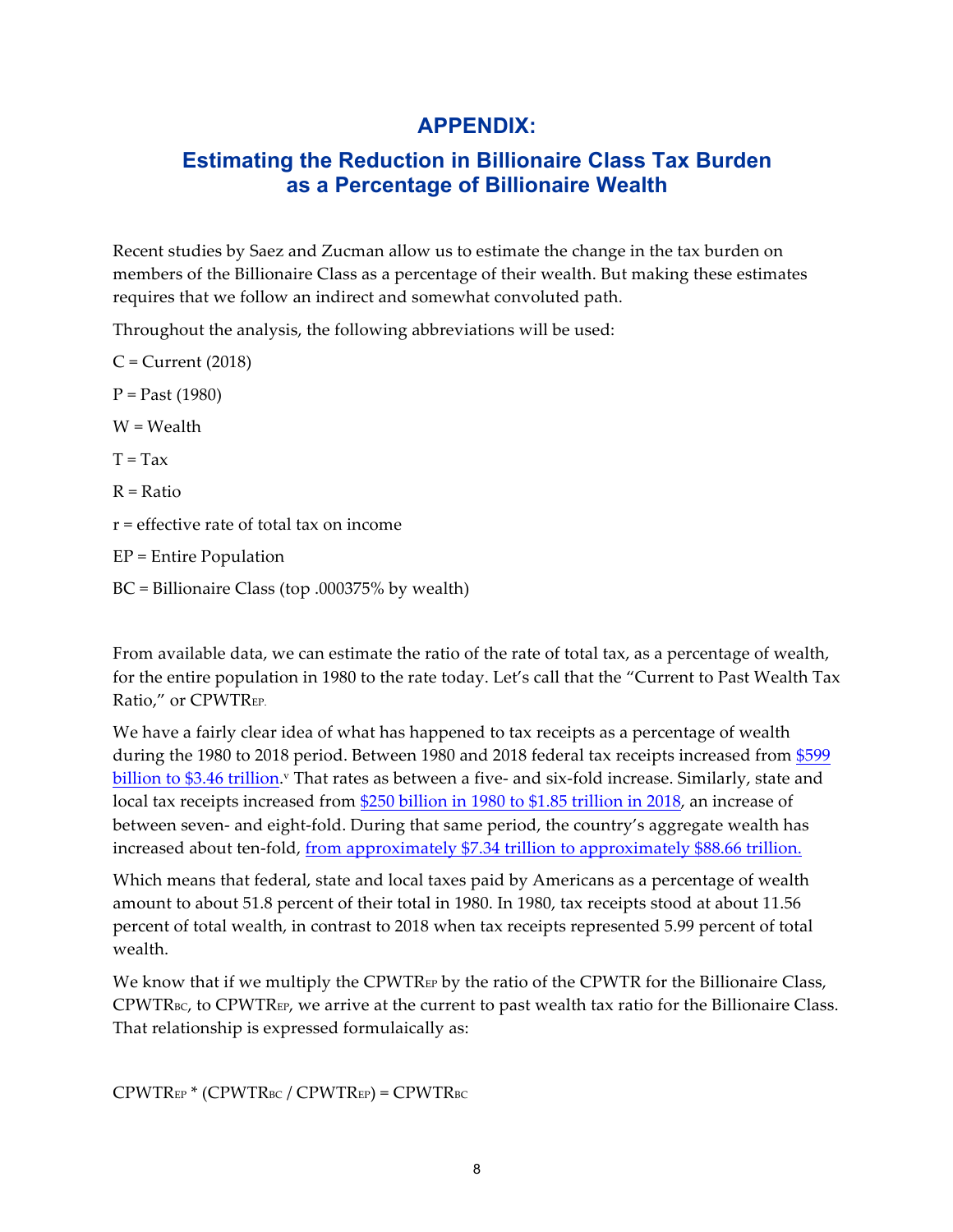# APPENDIX:

## Estimating the Reduction in Billionaire Class Tax Burden as a Percentage of Billionaire Wealth

Recent studies by Saez and Zucman allow us to estimate the change in the tax burden on members of the Billionaire Class as a percentage of their wealth. But making these estimates requires that we follow an indirect and somewhat convoluted path.

Throughout the analysis, the following abbreviations will be used:

C = Current (2018)

P = Past (1980)

W = Wealth

T = Tax

R = Ratio

r = effective rate of total tax on income

EP = Entire Population

BC = Billionaire Class (top .000375% by wealth)

From available data, we can estimate the ratio of the rate of total tax, as a percentage of wealth, for the entire population in 1980 to the rate today. Let's call that the "Current to Past Wealth Tax Ratio," or $CPWTR_{EP}$.

We have a fairly clear idea of what has happened to tax receipts as a percentage of wealth during the 1980 to 2018 period. Between 1980 and 2018 federal tax receipts increased from $599 billion to $3.46 trillion.[v] That rates as between a five- and six-fold increase. Similarly, state and local tax receipts increased from $250 billion in 1980 to $1.85 trillion in 2018, an increase of between seven- and eight-fold. During that same period, the country's aggregate wealth has increased about ten-fold, from approximately $7.34 trillion to approximately $88.66 trillion.

Which means that federal, state and local taxes paid by Americans as a percentage of wealth amount to about 51.8 percent of their total in 1980. In 1980, tax receipts stood at about 11.56 percent of total wealth, in contrast to 2018 when tax receipts represented 5.99 percent of total wealth.

We know that if we multiply the $CPWTR_{EP}$ by the ratio of the CPWTR for the Billionaire Class, $CPWTR_{BC}$, to $CPWTR_{EP}$, we arrive at the current to past wealth tax ratio for the Billionaire Class. That relationship is expressed formulaically as:

$$CPWTR_{EP} * (CPWTR_{BC} / CPWTR_{EP}) = CPWTR_{BC}$$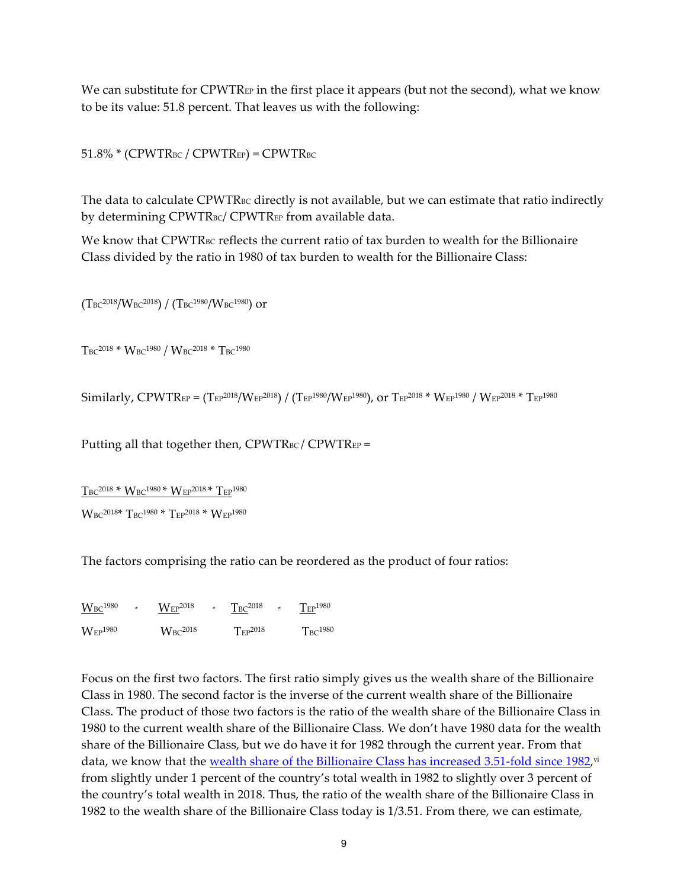We can substitute for $CPWTR_{EP}$ in the first place it appears (but not the second), what we know to be its value: 51.8 percent. That leaves us with the following:

$$51.8\% * (CPWTR_{BC} / CPWTR_{EP}) = CPWTR_{BC}$$

The data to calculate $CPWTR_{BC}$ directly is not available, but we can estimate that ratio indirectly by determining $CPWTR_{BC}/ CPWTR_{EP}$ from available data.

We know that $CPWTR_{BC}$ reflects the current ratio of tax burden to wealth for the Billionaire Class divided by the ratio in 1980 of tax burden to wealth for the Billionaire Class:

$$(T_{BC}^{2018}/W_{BC}^{2018}) / (T_{BC}^{1980}/W_{BC}^{1980}) \text{ or}$$

$$T_{BC}^{2018} * W_{BC}^{1980} / W_{BC}^{2018} * T_{BC}^{1980}$$

Similarly, $CPWTR_{EP} = (T_{EP}^{2018}/W_{EP}^{2018}) / (T_{EP}^{1980}/W_{EP}^{1980})$, or $T_{EP}^{2018} * W_{EP}^{1980} / W_{EP}^{2018} * T_{EP}^{1980}$

Putting all that together then, $CPWTR_{BC} / CPWTR_{EP} =$

$$\frac{T_{BC}^{2018} * W_{BC}^{1980} * W_{EP}^{2018} * T_{EP}^{1980}}{W_{BC}^{2018} * T_{BC}^{1980} * T_{EP}^{2018} * W_{EP}^{1980}}$$

The factors comprising the ratio can be reordered as the product of four ratios:

$$\frac{W_{BC}^{1980}}{W_{EP}^{1980}} * \frac{W_{EP}^{2018}}{W_{BC}^{2018}} * \frac{T_{BC}^{2018}}{T_{EP}^{2018}} * \frac{T_{EP}^{1980}}{T_{BC}^{1980}}$$

Focus on the first two factors. The first ratio simply gives us the wealth share of the Billionaire Class in 1980. The second factor is the inverse of the current wealth share of the Billionaire Class. The product of those two factors is the ratio of the wealth share of the Billionaire Class in 1980 to the current wealth share of the Billionaire Class. We don't have 1980 data for the wealth share of the Billionaire Class, but we do have it for 1982 through the current year. From that data, we know that the wealth share of the Billionaire Class has increased 3.51-fold since 1982,[vi] from slightly under 1 percent of the country's total wealth in 1982 to slightly over 3 percent of the country's total wealth in 2018. Thus, the ratio of the wealth share of the Billionaire Class in 1982 to the wealth share of the Billionaire Class today is 1/3.51. From there, we can estimate,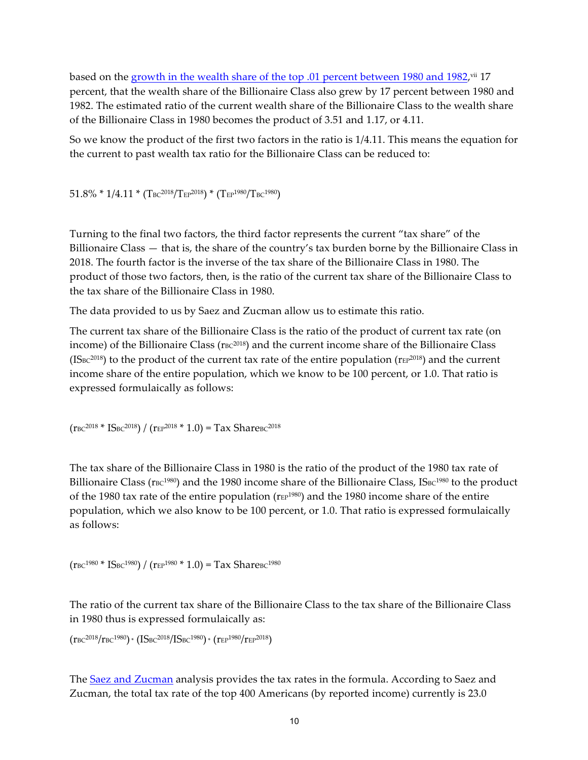based on the growth in the wealth share of the top .01 percent between 1980 and 1982,[vii] 17 percent, that the wealth share of the Billionaire Class also grew by 17 percent between 1980 and 1982. The estimated ratio of the current wealth share of the Billionaire Class to the wealth share of the Billionaire Class in 1980 becomes the product of 3.51 and 1.17, or 4.11.

So we know the product of the first two factors in the ratio is 1/4.11. This means the equation for the current to past wealth tax ratio for the Billionaire Class can be reduced to:

$$51.8\% * 1/4.11 * (T_{BC}^{2018}/T_{EP}^{2018}) * (T_{EP}^{1980}/T_{BC}^{1980})$$

Turning to the final two factors, the third factor represents the current "tax share" of the Billionaire Class — that is, the share of the country's tax burden borne by the Billionaire Class in 2018. The fourth factor is the inverse of the tax share of the Billionaire Class in 1980. The product of those two factors, then, is the ratio of the current tax share of the Billionaire Class to the tax share of the Billionaire Class in 1980.

The data provided to us by Saez and Zucman allow us to estimate this ratio.

The current tax share of the Billionaire Class is the ratio of the product of current tax rate (on income) of the Billionaire Class ($r_{BC}^{2018}$) and the current income share of the Billionaire Class ($IS_{BC}^{2018}$) to the product of the current tax rate of the entire population ($r_{EP}^{2018}$) and the current income share of the entire population, which we know to be 100 percent, or 1.0. That ratio is expressed formulaically as follows:

$$(r_{BC}^{2018} * IS_{BC}^{2018}) / (r_{EP}^{2018} * 1.0) = \text{Tax Share}_{BC}^{2018}$$

The tax share of the Billionaire Class in 1980 is the ratio of the product of the 1980 tax rate of Billionaire Class ($r_{BC}^{1980}$) and the 1980 income share of the Billionaire Class, $IS_{BC}^{1980}$ to the product of the 1980 tax rate of the entire population ($r_{EP}^{1980}$) and the 1980 income share of the entire population, which we also know to be 100 percent, or 1.0. That ratio is expressed formulaically as follows:

$$(r_{BC}^{1980} * IS_{BC}^{1980}) / (r_{EP}^{1980} * 1.0) = \text{Tax Share}_{BC}^{1980}$$

The ratio of the current tax share of the Billionaire Class to the tax share of the Billionaire Class in 1980 thus is expressed formulaically as:

$$(r_{BC}^{2018}/r_{BC}^{1980}) * (IS_{BC}^{2018}/IS_{BC}^{1980}) * (r_{EP}^{1980}/r_{EP}^{2018})$$

The Saez and Zucman analysis provides the tax rates in the formula. According to Saez and Zucman, the total tax rate of the top 400 Americans (by reported income) currently is 23.0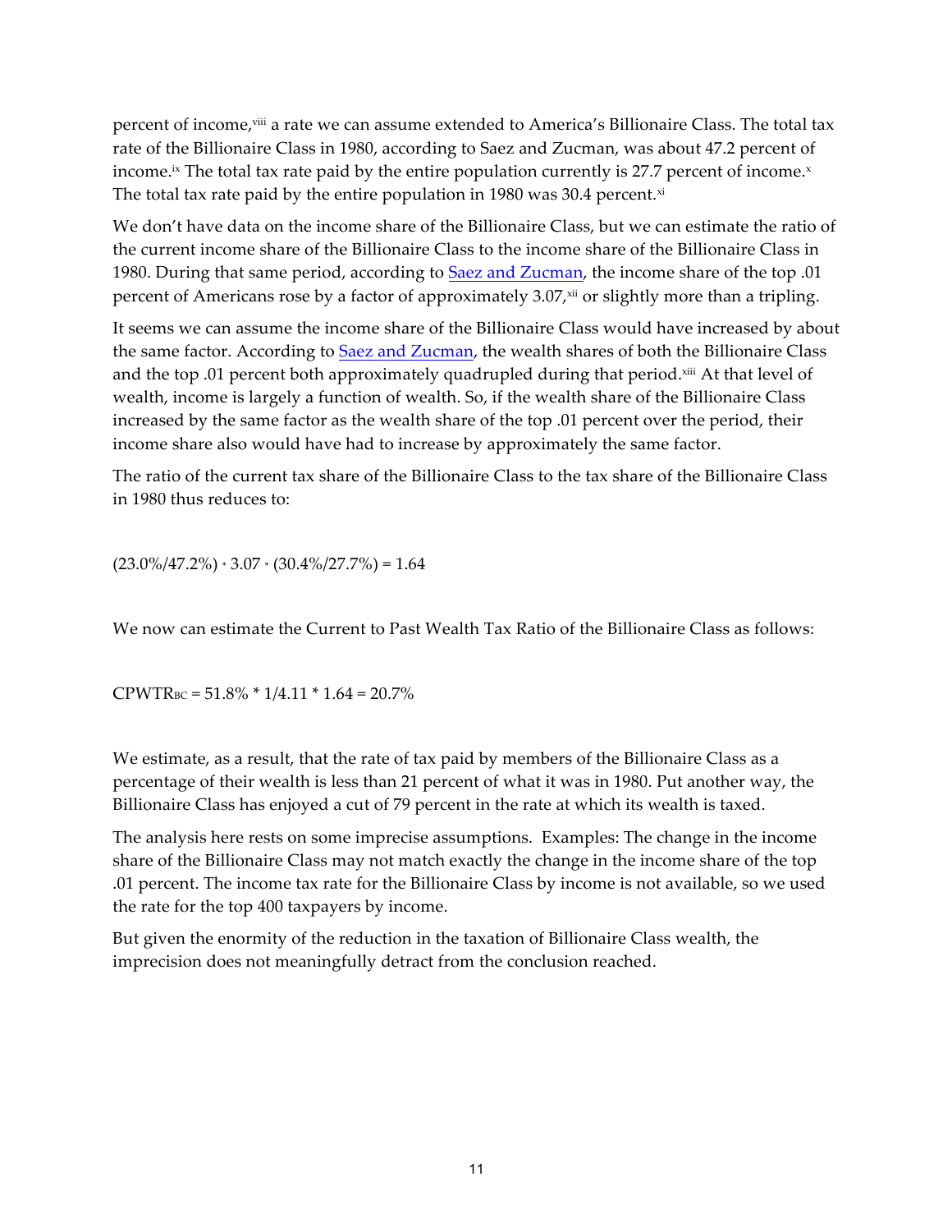percent of income,[viii] a rate we can assume extended to America's Billionaire Class. The total tax rate of the Billionaire Class in 1980, according to Saez and Zucman, was about 47.2 percent of income.[ix] The total tax rate paid by the entire population currently is 27.7 percent of income.[x] The total tax rate paid by the entire population in 1980 was 30.4 percent.[xi]

We don't have data on the income share of the Billionaire Class, but we can estimate the ratio of the current income share of the Billionaire Class to the income share of the Billionaire Class in 1980. During that same period, according to [Saez and Zucman](), the income share of the top .01 percent of Americans rose by a factor of approximately 3.07,[xii] or slightly more than a tripling.

It seems we can assume the income share of the Billionaire Class would have increased by about the same factor. According to [Saez and Zucman](), the wealth shares of both the Billionaire Class and the top .01 percent both approximately quadrupled during that period.[xiii] At that level of wealth, income is largely a function of wealth. So, if the wealth share of the Billionaire Class increased by the same factor as the wealth share of the top .01 percent over the period, their income share also would have had to increase by approximately the same factor.

The ratio of the current tax share of the Billionaire Class to the tax share of the Billionaire Class in 1980 thus reduces to:

$$(23.0\%/47.2\%) * 3.07 * (30.4\%/27.7\%) = 1.64$$

We now can estimate the Current to Past Wealth Tax Ratio of the Billionaire Class as follows:

$$CPWTR_{BC} = 51.8\% * 1/4.11 * 1.64 = 20.7\%$$

We estimate, as a result, that the rate of tax paid by members of the Billionaire Class as a percentage of their wealth is less than 21 percent of what it was in 1980. Put another way, the Billionaire Class has enjoyed a cut of 79 percent in the rate at which its wealth is taxed.

The analysis here rests on some imprecise assumptions. Examples: The change in the income share of the Billionaire Class may not match exactly the change in the income share of the top .01 percent. The income tax rate for the Billionaire Class by income is not available, so we used the rate for the top 400 taxpayers by income.

But given the enormity of the reduction in the taxation of Billionaire Class wealth, the imprecision does not meaningfully detract from the conclusion reached.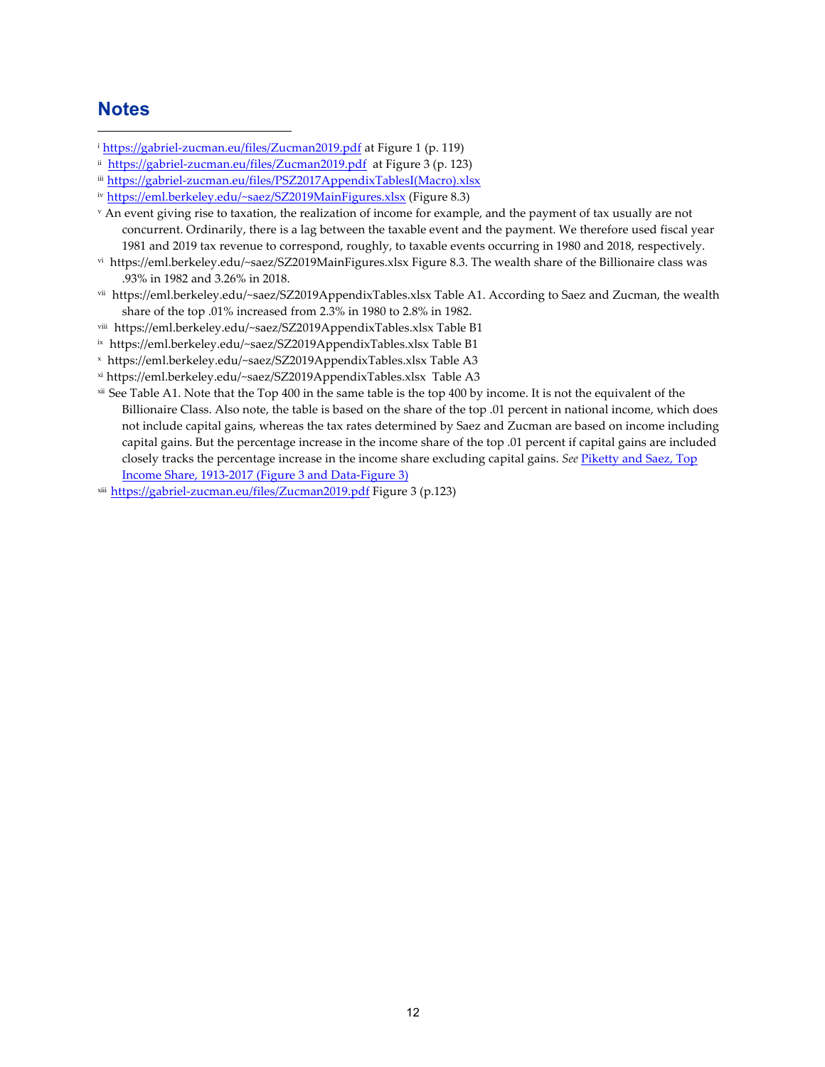## Notes

[i] https://gabriel-zucman.eu/files/Zucman2019.pdf at Figure 1 (p. 119)

[ii] https://gabriel-zucman.eu/files/Zucman2019.pdf at Figure 3 (p. 123)

[iii] https://gabriel-zucman.eu/files/PSZ2017AppendixTablesI(Macro).xlsx

[iv] https://eml.berkeley.edu/~saez/SZ2019MainFigures.xlsx (Figure 8.3)

[v] An event giving rise to taxation, the realization of income for example, and the payment of tax usually are not concurrent. Ordinarily, there is a lag between the taxable event and the payment. We therefore used fiscal year 1981 and 2019 tax revenue to correspond, roughly, to taxable events occurring in 1980 and 2018, respectively.

[vi] https://eml.berkeley.edu/~saez/SZ2019MainFigures.xlsx Figure 8.3. The wealth share of the Billionaire class was .93% in 1982 and 3.26% in 2018.

[vii] https://eml.berkeley.edu/~saez/SZ2019AppendixTables.xlsx Table A1. According to Saez and Zucman, the wealth share of the top .01% increased from 2.3% in 1980 to 2.8% in 1982.

[viii] https://eml.berkeley.edu/~saez/SZ2019AppendixTables.xlsx Table B1

[ix] https://eml.berkeley.edu/~saez/SZ2019AppendixTables.xlsx Table B1

[x] https://eml.berkeley.edu/~saez/SZ2019AppendixTables.xlsx Table A3

[xi] https://eml.berkeley.edu/~saez/SZ2019AppendixTables.xlsx Table A3

[xii] See Table A1. Note that the Top 400 in the same table is the top 400 by income. It is not the equivalent of the Billionaire Class. Also note, the table is based on the share of the top .01 percent in national income, which does not include capital gains, whereas the tax rates determined by Saez and Zucman are based on income including capital gains. But the percentage increase in the income share of the top .01 percent if capital gains are included closely tracks the percentage increase in the income share excluding capital gains. *See* Piketty and Saez, Top Income Share, 1913-2017 (Figure 3 and Data-Figure 3)

[xiii] https://gabriel-zucman.eu/files/Zucman2019.pdf Figure 3 (p.123)